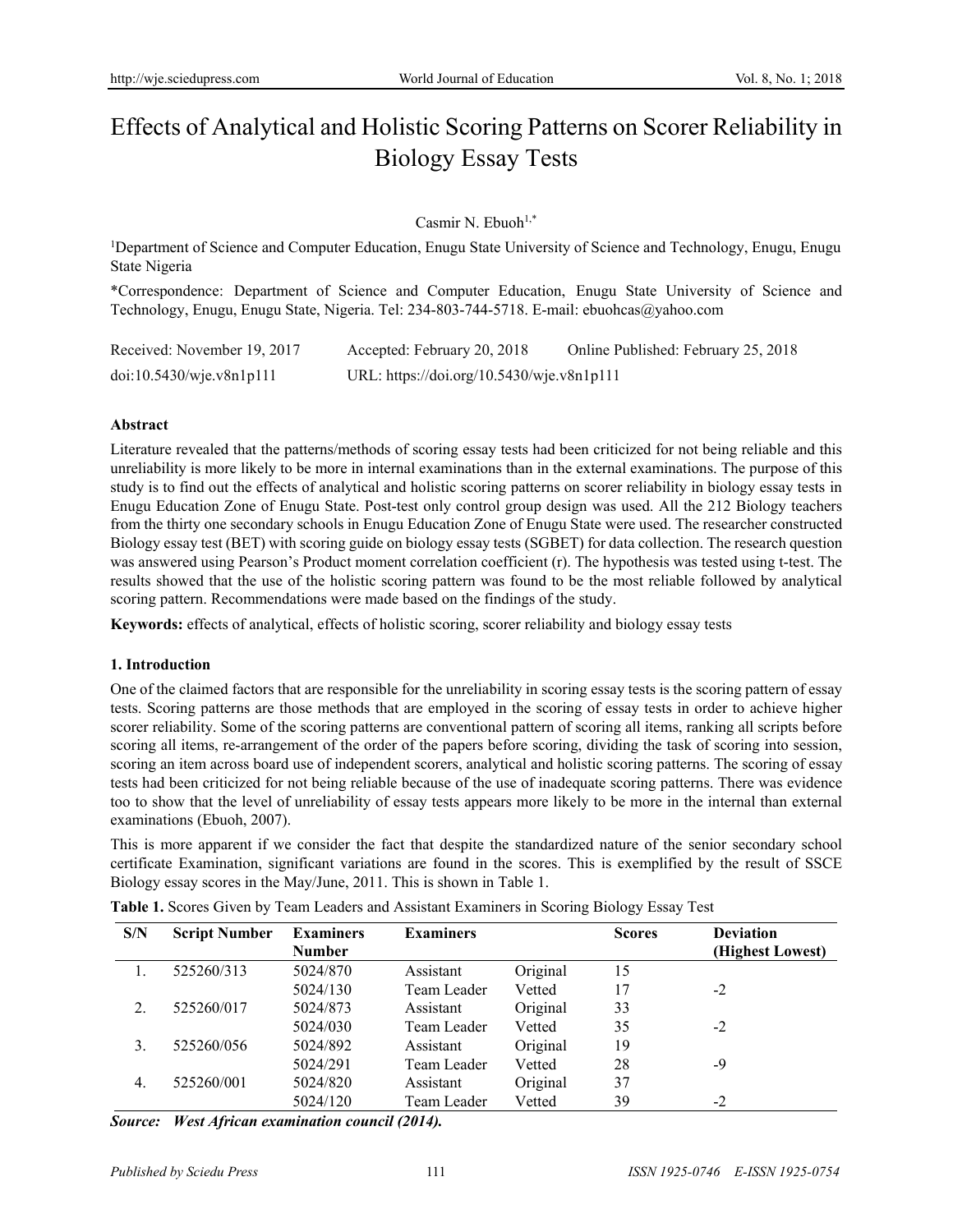# Effects of Analytical and Holistic Scoring Patterns on Scorer Reliability in Biology Essay Tests

Casmir N. Ebuoh[1,*]

[1]Department of Science and Computer Education, Enugu State University of Science and Technology, Enugu, Enugu State Nigeria

*Correspondence: Department of Science and Computer Education, Enugu State University of Science and Technology, Enugu, Enugu State, Nigeria. Tel: 234-803-744-5718. E-mail: ebuohcas@yahoo.com

Received: November 19, 2017 Accepted: February 20, 2018 Online Published: February 25, 2018

doi:10.5430/wje.v8n1p111 URL: https://doi.org/10.5430/wje.v8n1p111

**Abstract**

Literature revealed that the patterns/methods of scoring essay tests had been criticized for not being reliable and this unreliability is more likely to be more in internal examinations than in the external examinations. The purpose of this study is to find out the effects of analytical and holistic scoring patterns on scorer reliability in biology essay tests in Enugu Education Zone of Enugu State. Post-test only control group design was used. All the 212 Biology teachers from the thirty one secondary schools in Enugu Education Zone of Enugu State were used. The researcher constructed Biology essay test (BET) with scoring guide on biology essay tests (SGBET) for data collection. The research question was answered using Pearson's Product moment correlation coefficient (r). The hypothesis was tested using t-test. The results showed that the use of the holistic scoring pattern was found to be the most reliable followed by analytical scoring pattern. Recommendations were made based on the findings of the study.

**Keywords:** effects of analytical, effects of holistic scoring, scorer reliability and biology essay tests

## 1. Introduction

One of the claimed factors that are responsible for the unreliability in scoring essay tests is the scoring pattern of essay tests. Scoring patterns are those methods that are employed in the scoring of essay tests in order to achieve higher scorer reliability. Some of the scoring patterns are conventional pattern of scoring all items, ranking all scripts before scoring all items, re-arrangement of the order of the papers before scoring, dividing the task of scoring into session, scoring an item across board use of independent scorers, analytical and holistic scoring patterns. The scoring of essay tests had been criticized for not being reliable because of the use of inadequate scoring patterns. There was evidence too to show that the level of unreliability of essay tests appears more likely to be more in the internal than external examinations (Ebuoh, 2007).

This is more apparent if we consider the fact that despite the standardized nature of the senior secondary school certificate Examination, significant variations are found in the scores. This is exemplified by the result of SSCE Biology essay scores in the May/June, 2011. This is shown in Table 1.

**Table 1.** Scores Given by Team Leaders and Assistant Examiners in Scoring Biology Essay Test

| S/N | Script Number | Examiners Number | Examiners | | Scores | Deviation (Highest Lowest) |
|---|---|---|---|---|---|---|
| 1. | 525260/313 | 5024/870 | Assistant | Original | 15 | |
| | | 5024/130 | Team Leader | Vetted | 17 | -2 |
| 2. | 525260/017 | 5024/873 | Assistant | Original | 33 | |
| | | 5024/030 | Team Leader | Vetted | 35 | -2 |
| 3. | 525260/056 | 5024/892 | Assistant | Original | 19 | |
| | | 5024/291 | Team Leader | Vetted | 28 | -9 |
| 4. | 525260/001 | 5024/820 | Assistant | Original | 37 | |
| | | 5024/120 | Team Leader | Vetted | 39 | -2 |

***Source: West African examination council (2014).***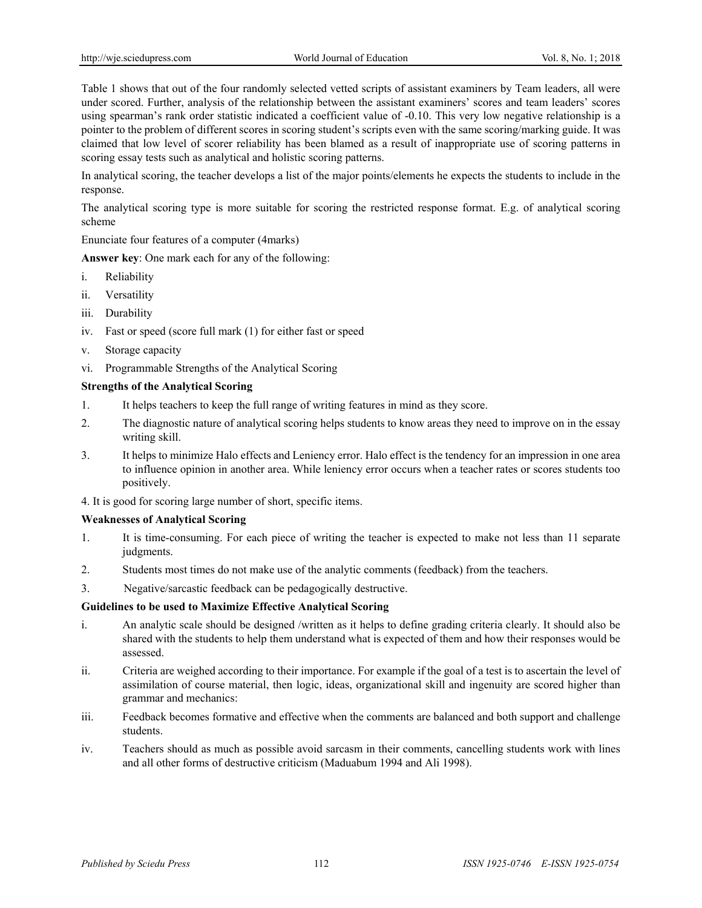Table 1 shows that out of the four randomly selected vetted scripts of assistant examiners by Team leaders, all were under scored. Further, analysis of the relationship between the assistant examiners' scores and team leaders' scores using spearman's rank order statistic indicated a coefficient value of -0.10. This very low negative relationship is a pointer to the problem of different scores in scoring student's scripts even with the same scoring/marking guide. It was claimed that low level of scorer reliability has been blamed as a result of inappropriate use of scoring patterns in scoring essay tests such as analytical and holistic scoring patterns.

In analytical scoring, the teacher develops a list of the major points/elements he expects the students to include in the response.

The analytical scoring type is more suitable for scoring the restricted response format. E.g. of analytical scoring scheme

Enunciate four features of a computer (4marks)

**Answer key**: One mark each for any of the following:

i. Reliability
ii. Versatility
iii. Durability
iv. Fast or speed (score full mark (1) for either fast or speed
v. Storage capacity
vi. Programmable Strengths of the Analytical Scoring

**Strengths of the Analytical Scoring**

1. It helps teachers to keep the full range of writing features in mind as they score.
2. The diagnostic nature of analytical scoring helps students to know areas they need to improve on in the essay writing skill.
3. It helps to minimize Halo effects and Leniency error. Halo effect is the tendency for an impression in one area to influence opinion in another area. While leniency error occurs when a teacher rates or scores students too positively.
4. It is good for scoring large number of short, specific items.

**Weaknesses of Analytical Scoring**

1. It is time-consuming. For each piece of writing the teacher is expected to make not less than 11 separate judgments.
2. Students most times do not make use of the analytic comments (feedback) from the teachers.
3. Negative/sarcastic feedback can be pedagogically destructive.

**Guidelines to be used to Maximize Effective Analytical Scoring**

i. An analytic scale should be designed /written as it helps to define grading criteria clearly. It should also be shared with the students to help them understand what is expected of them and how their responses would be assessed.
ii. Criteria are weighed according to their importance. For example if the goal of a test is to ascertain the level of assimilation of course material, then logic, ideas, organizational skill and ingenuity are scored higher than grammar and mechanics:
iii. Feedback becomes formative and effective when the comments are balanced and both support and challenge students.
iv. Teachers should as much as possible avoid sarcasm in their comments, cancelling students work with lines and all other forms of destructive criticism (Maduabum 1994 and Ali 1998).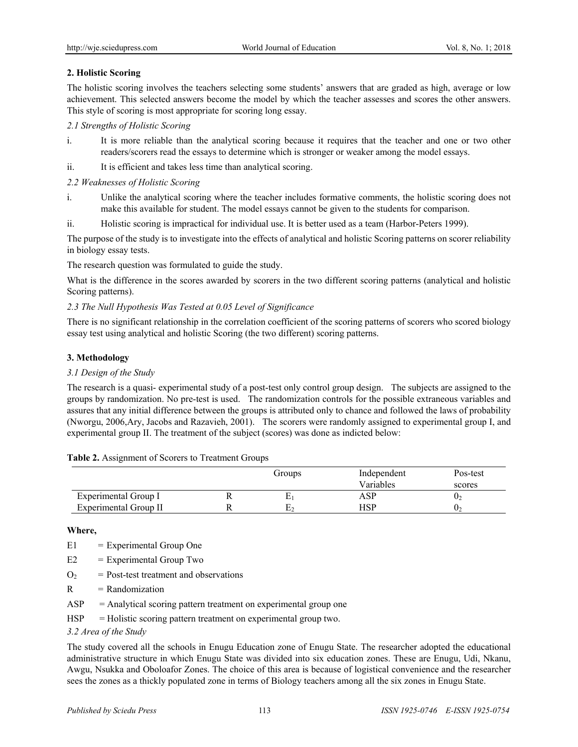## 2. Holistic Scoring

The holistic scoring involves the teachers selecting some students' answers that are graded as high, average or low achievement. This selected answers become the model by which the teacher assesses and scores the other answers. This style of scoring is most appropriate for scoring long essay.

### *2.1 Strengths of Holistic Scoring*

i. It is more reliable than the analytical scoring because it requires that the teacher and one or two other readers/scorers read the essays to determine which is stronger or weaker among the model essays.

ii. It is efficient and takes less time than analytical scoring.

### *2.2 Weaknesses of Holistic Scoring*

i. Unlike the analytical scoring where the teacher includes formative comments, the holistic scoring does not make this available for student. The model essays cannot be given to the students for comparison.

ii. Holistic scoring is impractical for individual use. It is better used as a team (Harbor-Peters 1999).

The purpose of the study is to investigate into the effects of analytical and holistic Scoring patterns on scorer reliability in biology essay tests.

The research question was formulated to guide the study.

What is the difference in the scores awarded by scorers in the two different scoring patterns (analytical and holistic Scoring patterns).

### *2.3 The Null Hypothesis Was Tested at 0.05 Level of Significance*

There is no significant relationship in the correlation coefficient of the scoring patterns of scorers who scored biology essay test using analytical and holistic Scoring (the two different) scoring patterns.

## 3. Methodology

### *3.1 Design of the Study*

The research is a quasi- experimental study of a post-test only control group design. The subjects are assigned to the groups by randomization. No pre-test is used. The randomization controls for the possible extraneous variables and assures that any initial difference between the groups is attributed only to chance and followed the laws of probability (Nworgu, 2006,Ary, Jacobs and Razavieh, 2001). The scorers were randomly assigned to experimental group I, and experimental group II. The treatment of the subject (scores) was done as indicted below:

**Table 2.** Assignment of Scorers to Treatment Groups

| | | Groups | Independent Variables | Pos-test scores |
|---|---|---|---|---|
| Experimental Group I | R | $E_1$ | ASP | $0_2$ |
| Experimental Group II | R | $E_2$ | HSP | $0_2$ |

**Where,**

E1 = Experimental Group One

E2 = Experimental Group Two

$O_2$ = Post-test treatment and observations

R = Randomization

ASP = Analytical scoring pattern treatment on experimental group one

HSP = Holistic scoring pattern treatment on experimental group two.

### *3.2 Area of the Study*

The study covered all the schools in Enugu Education zone of Enugu State. The researcher adopted the educational administrative structure in which Enugu State was divided into six education zones. These are Enugu, Udi, Nkanu, Awgu, Nsukka and Oboloafor Zones. The choice of this area is because of logistical convenience and the researcher sees the zones as a thickly populated zone in terms of Biology teachers among all the six zones in Enugu State.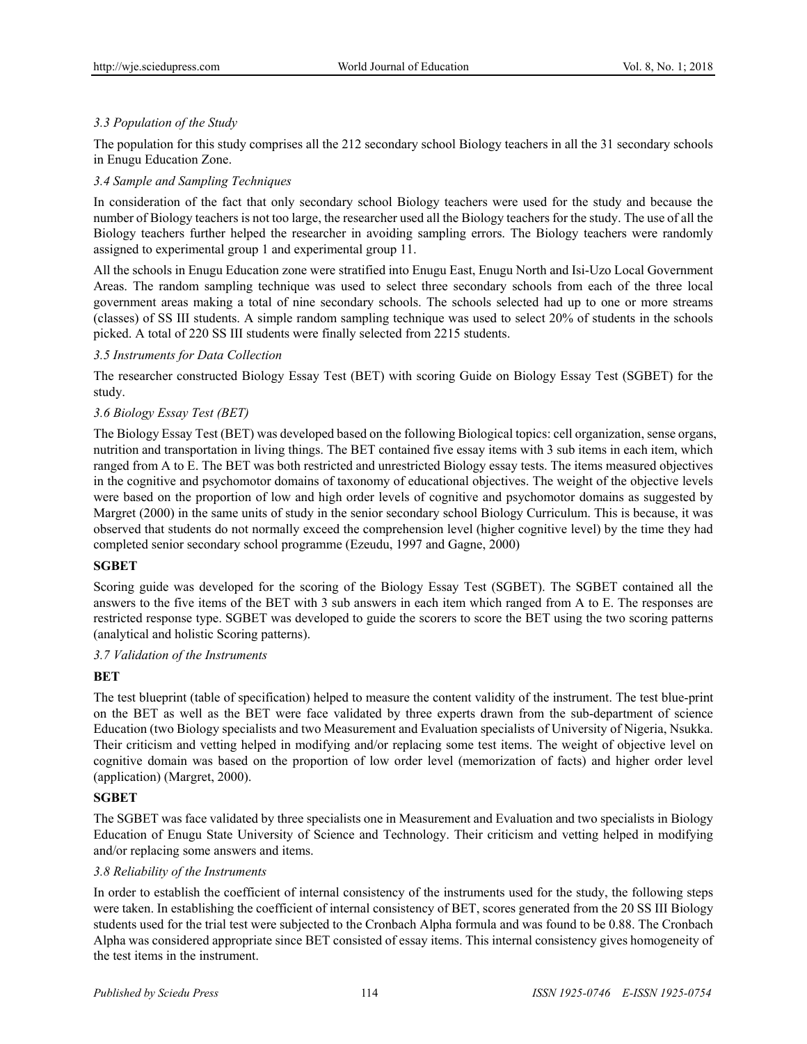### *3.3 Population of the Study*

The population for this study comprises all the 212 secondary school Biology teachers in all the 31 secondary schools in Enugu Education Zone.

### *3.4 Sample and Sampling Techniques*

In consideration of the fact that only secondary school Biology teachers were used for the study and because the number of Biology teachers is not too large, the researcher used all the Biology teachers for the study. The use of all the Biology teachers further helped the researcher in avoiding sampling errors. The Biology teachers were randomly assigned to experimental group 1 and experimental group 11.

All the schools in Enugu Education zone were stratified into Enugu East, Enugu North and Isi-Uzo Local Government Areas. The random sampling technique was used to select three secondary schools from each of the three local government areas making a total of nine secondary schools. The schools selected had up to one or more streams (classes) of SS III students. A simple random sampling technique was used to select 20% of students in the schools picked. A total of 220 SS III students were finally selected from 2215 students.

### *3.5 Instruments for Data Collection*

The researcher constructed Biology Essay Test (BET) with scoring Guide on Biology Essay Test (SGBET) for the study.

### *3.6 Biology Essay Test (BET)*

The Biology Essay Test (BET) was developed based on the following Biological topics: cell organization, sense organs, nutrition and transportation in living things. The BET contained five essay items with 3 sub items in each item, which ranged from A to E. The BET was both restricted and unrestricted Biology essay tests. The items measured objectives in the cognitive and psychomotor domains of taxonomy of educational objectives. The weight of the objective levels were based on the proportion of low and high order levels of cognitive and psychomotor domains as suggested by Margret (2000) in the same units of study in the senior secondary school Biology Curriculum. This is because, it was observed that students do not normally exceed the comprehension level (higher cognitive level) by the time they had completed senior secondary school programme (Ezeudu, 1997 and Gagne, 2000)

**SGBET**

Scoring guide was developed for the scoring of the Biology Essay Test (SGBET). The SGBET contained all the answers to the five items of the BET with 3 sub answers in each item which ranged from A to E. The responses are restricted response type. SGBET was developed to guide the scorers to score the BET using the two scoring patterns (analytical and holistic Scoring patterns).

### *3.7 Validation of the Instruments*

**BET**

The test blueprint (table of specification) helped to measure the content validity of the instrument. The test blue-print on the BET as well as the BET were face validated by three experts drawn from the sub-department of science Education (two Biology specialists and two Measurement and Evaluation specialists of University of Nigeria, Nsukka. Their criticism and vetting helped in modifying and/or replacing some test items. The weight of objective level on cognitive domain was based on the proportion of low order level (memorization of facts) and higher order level (application) (Margret, 2000).

**SGBET**

The SGBET was face validated by three specialists one in Measurement and Evaluation and two specialists in Biology Education of Enugu State University of Science and Technology. Their criticism and vetting helped in modifying and/or replacing some answers and items.

### *3.8 Reliability of the Instruments*

In order to establish the coefficient of internal consistency of the instruments used for the study, the following steps were taken. In establishing the coefficient of internal consistency of BET, scores generated from the 20 SS III Biology students used for the trial test were subjected to the Cronbach Alpha formula and was found to be 0.88. The Cronbach Alpha was considered appropriate since BET consisted of essay items. This internal consistency gives homogeneity of the test items in the instrument.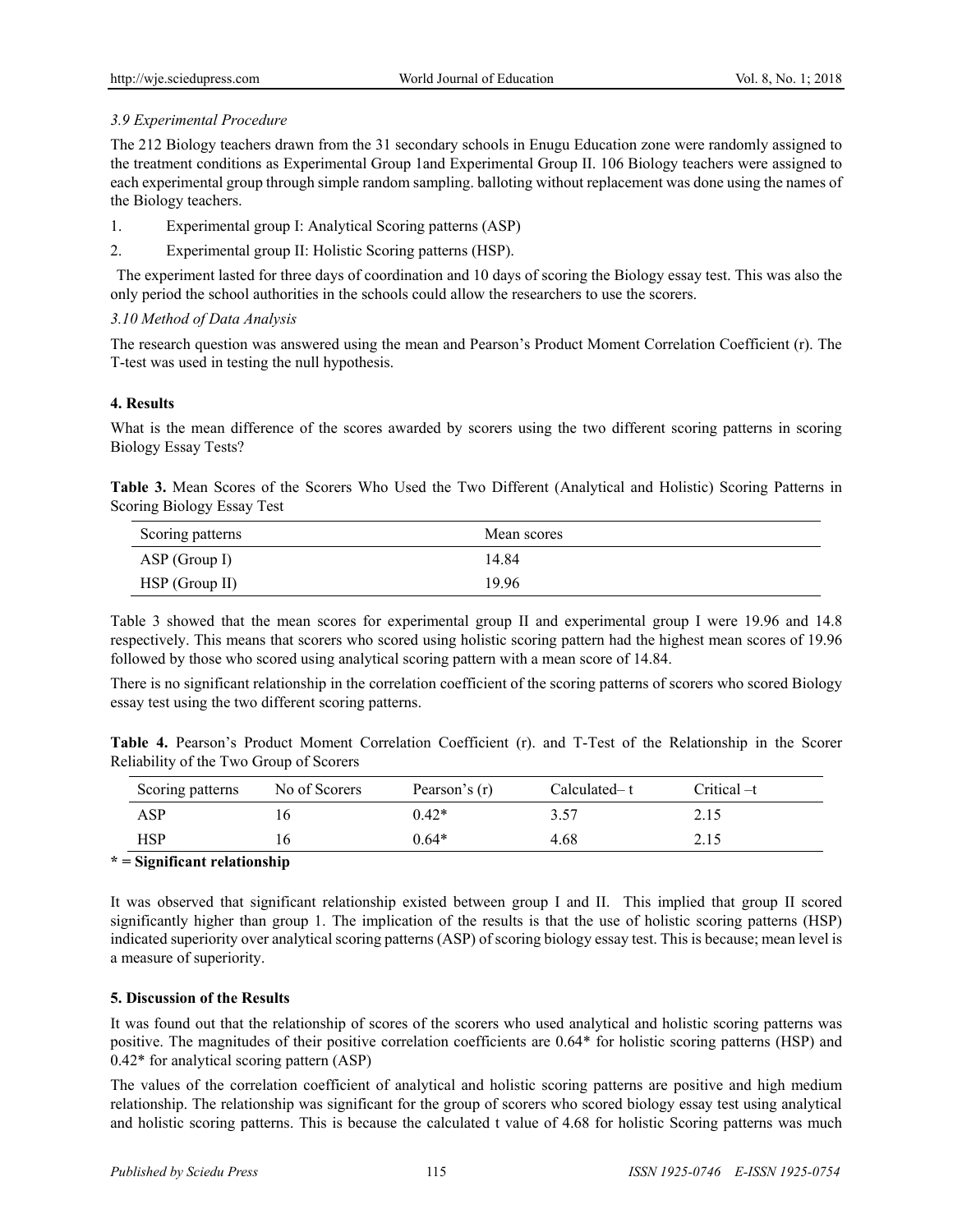### 3.9 Experimental Procedure

The 212 Biology teachers drawn from the 31 secondary schools in Enugu Education zone were randomly assigned to the treatment conditions as Experimental Group 1and Experimental Group II. 106 Biology teachers were assigned to each experimental group through simple random sampling. balloting without replacement was done using the names of the Biology teachers.

1. Experimental group I: Analytical Scoring patterns (ASP)
2. Experimental group II: Holistic Scoring patterns (HSP).

The experiment lasted for three days of coordination and 10 days of scoring the Biology essay test. This was also the only period the school authorities in the schools could allow the researchers to use the scorers.

### 3.10 Method of Data Analysis

The research question was answered using the mean and Pearson's Product Moment Correlation Coefficient (r). The T-test was used in testing the null hypothesis.

## 4. Results

What is the mean difference of the scores awarded by scorers using the two different scoring patterns in scoring Biology Essay Tests?

**Table 3.** Mean Scores of the Scorers Who Used the Two Different (Analytical and Holistic) Scoring Patterns in Scoring Biology Essay Test

| Scoring patterns | Mean scores |
|---|---|
| ASP (Group I) | 14.84 |
| HSP (Group II) | 19.96 |

Table 3 showed that the mean scores for experimental group II and experimental group I were 19.96 and 14.8 respectively. This means that scorers who scored using holistic scoring pattern had the highest mean scores of 19.96 followed by those who scored using analytical scoring pattern with a mean score of 14.84.

There is no significant relationship in the correlation coefficient of the scoring patterns of scorers who scored Biology essay test using the two different scoring patterns.

**Table 4.** Pearson's Product Moment Correlation Coefficient (r). and T-Test of the Relationship in the Scorer Reliability of the Two Group of Scorers

| Scoring patterns | No of Scorers | Pearson's (r) | Calculated– t | Critical –t |
|---|---|---|---|---|
| ASP | 16 | 0.42* | 3.57 | 2.15 |
| HSP | 16 | 0.64* | 4.68 | 2.15 |

**\* = Significant relationship**

It was observed that significant relationship existed between group I and II. This implied that group II scored significantly higher than group 1. The implication of the results is that the use of holistic scoring patterns (HSP) indicated superiority over analytical scoring patterns (ASP) of scoring biology essay test. This is because; mean level is a measure of superiority.

## 5. Discussion of the Results

It was found out that the relationship of scores of the scorers who used analytical and holistic scoring patterns was positive. The magnitudes of their positive correlation coefficients are 0.64* for holistic scoring patterns (HSP) and 0.42* for analytical scoring pattern (ASP)

The values of the correlation coefficient of analytical and holistic scoring patterns are positive and high medium relationship. The relationship was significant for the group of scorers who scored biology essay test using analytical and holistic scoring patterns. This is because the calculated t value of 4.68 for holistic Scoring patterns was much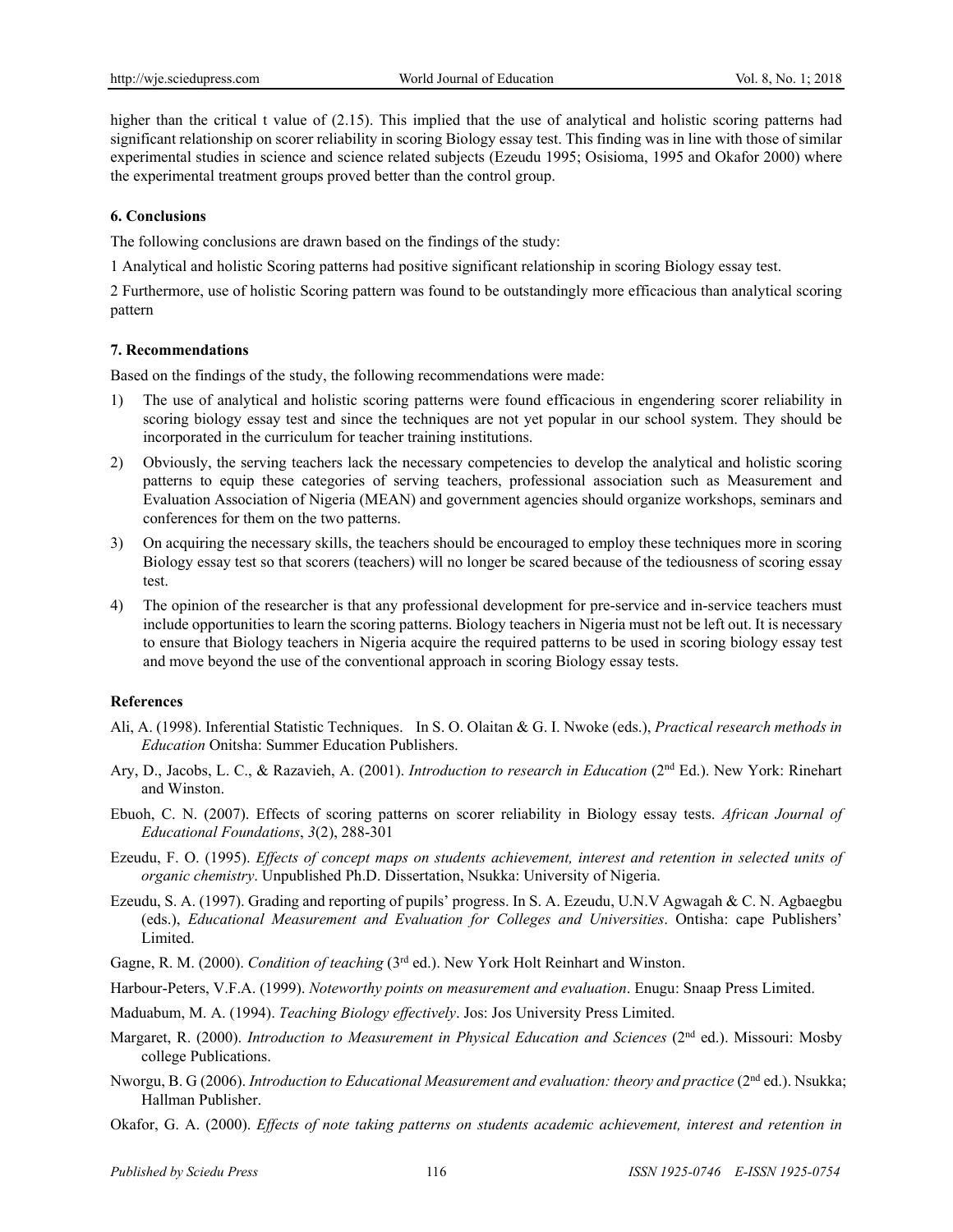higher than the critical t value of (2.15). This implied that the use of analytical and holistic scoring patterns had significant relationship on scorer reliability in scoring Biology essay test. This finding was in line with those of similar experimental studies in science and science related subjects (Ezeudu 1995; Osisioma, 1995 and Okafor 2000) where the experimental treatment groups proved better than the control group.

## 6. Conclusions

The following conclusions are drawn based on the findings of the study:

1 Analytical and holistic Scoring patterns had positive significant relationship in scoring Biology essay test.

2 Furthermore, use of holistic Scoring pattern was found to be outstandingly more efficacious than analytical scoring pattern

## 7. Recommendations

Based on the findings of the study, the following recommendations were made:

1) The use of analytical and holistic scoring patterns were found efficacious in engendering scorer reliability in scoring biology essay test and since the techniques are not yet popular in our school system. They should be incorporated in the curriculum for teacher training institutions.
2) Obviously, the serving teachers lack the necessary competencies to develop the analytical and holistic scoring patterns to equip these categories of serving teachers, professional association such as Measurement and Evaluation Association of Nigeria (MEAN) and government agencies should organize workshops, seminars and conferences for them on the two patterns.
3) On acquiring the necessary skills, the teachers should be encouraged to employ these techniques more in scoring Biology essay test so that scorers (teachers) will no longer be scared because of the tediousness of scoring essay test.
4) The opinion of the researcher is that any professional development for pre-service and in-service teachers must include opportunities to learn the scoring patterns. Biology teachers in Nigeria must not be left out. It is necessary to ensure that Biology teachers in Nigeria acquire the required patterns to be used in scoring biology essay test and move beyond the use of the conventional approach in scoring Biology essay tests.

## References

Ali, A. (1998). Inferential Statistic Techniques. In S. O. Olaitan & G. I. Nwoke (eds.), *Practical research methods in Education* Onitsha: Summer Education Publishers.

Ary, D., Jacobs, L. C., & Razavieh, A. (2001). *Introduction to research in Education* (2nd Ed.). New York: Rinehart and Winston.

Ebuoh, C. N. (2007). Effects of scoring patterns on scorer reliability in Biology essay tests. *African Journal of Educational Foundations*, *3*(2), 288-301

Ezeudu, F. O. (1995). *Effects of concept maps on students achievement, interest and retention in selected units of organic chemistry*. Unpublished Ph.D. Dissertation, Nsukka: University of Nigeria.

Ezeudu, S. A. (1997). Grading and reporting of pupils' progress. In S. A. Ezeudu, U.N.V Agwagah & C. N. Agbaegbu (eds.), *Educational Measurement and Evaluation for Colleges and Universities*. Ontisha: cape Publishers' Limited.

Gagne, R. M. (2000). *Condition of teaching* (3rd ed.). New York Holt Reinhart and Winston.

Harbour-Peters, V.F.A. (1999). *Noteworthy points on measurement and evaluation*. Enugu: Snaap Press Limited.

Maduabum, M. A. (1994). *Teaching Biology effectively*. Jos: Jos University Press Limited.

Margaret, R. (2000). *Introduction to Measurement in Physical Education and Sciences* (2nd ed.). Missouri: Mosby college Publications.

Nworgu, B. G (2006). *Introduction to Educational Measurement and evaluation: theory and practice* (2nd ed.). Nsukka; Hallman Publisher.

Okafor, G. A. (2000). *Effects of note taking patterns on students academic achievement, interest and retention in*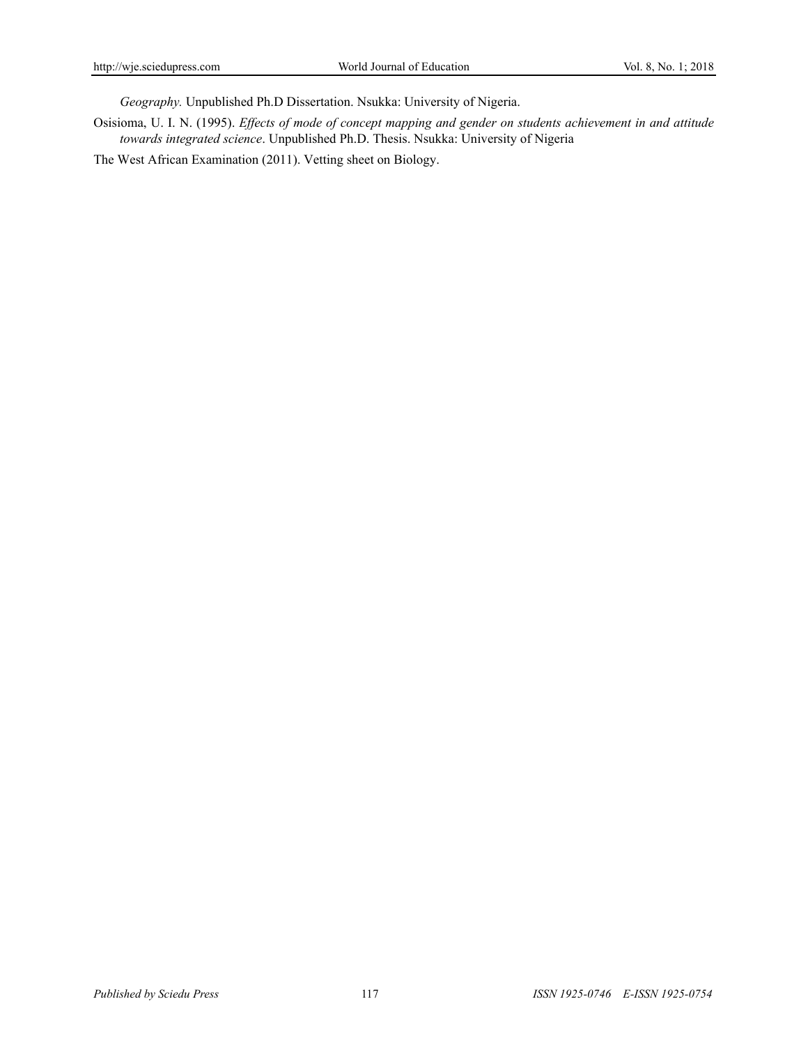*Geography.* Unpublished Ph.D Dissertation. Nsukka: University of Nigeria.

Osisioma, U. I. N. (1995). *Effects of mode of concept mapping and gender on students achievement in and attitude towards integrated science*. Unpublished Ph.D. Thesis. Nsukka: University of Nigeria

The West African Examination (2011). Vetting sheet on Biology.